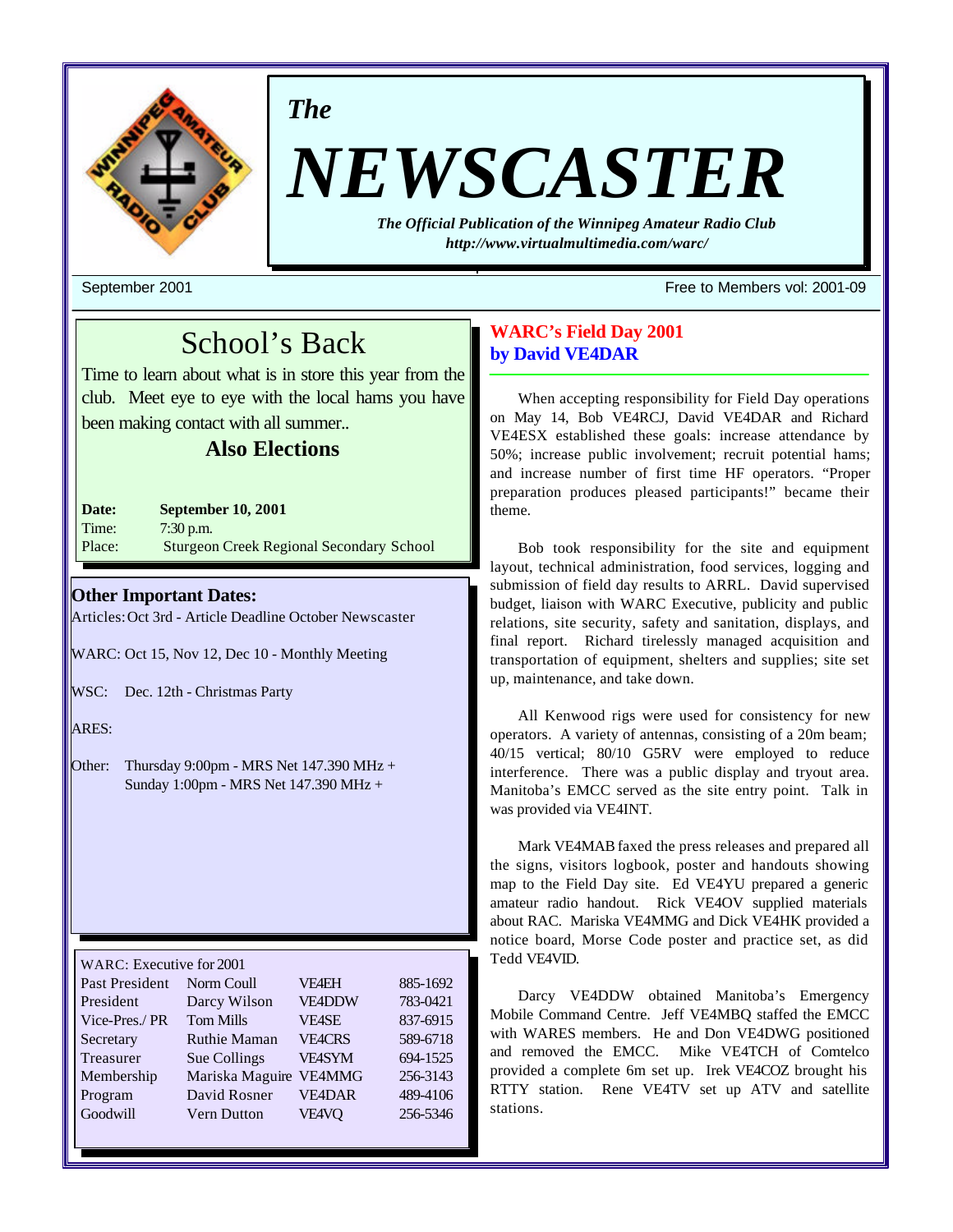*The*

# NEWSCASTER

***The Official Publication of the Winnipeg Amateur Radio Club***
***http://www.virtualmultimedia.com/warc/***

September 2001 — Free to Members vol: 2001-09

## School's Back

Time to learn about what is in store this year from the club. Meet eye to eye with the local hams you have been making contact with all summer..

**Also Elections**

**Date:** **September 10, 2001**
Time: 7:30 p.m.
Place: Sturgeon Creek Regional Secondary School

### Other Important Dates:

Articles: Oct 3rd - Article Deadline October Newscaster

WARC: Oct 15, Nov 12, Dec 10 - Monthly Meeting

WSC: Dec. 12th - Christmas Party

ARES:

Other: Thursday 9:00pm - MRS Net 147.390 MHz +
Sunday 1:00pm - MRS Net 147.390 MHz +

| WARC: Executive for 2001 | | | |
|---|---|---|---|
| Past President | Norm Coull | VE4EH | 885-1692 |
| President | Darcy Wilson | VE4DDW | 783-0421 |
| Vice-Pres./ PR | Tom Mills | VE4SE | 837-6915 |
| Secretary | Ruthie Maman | VE4CRS | 589-6718 |
| Treasurer | Sue Collings | VE4SYM | 694-1525 |
| Membership | Mariska Maguire | VE4MMG | 256-3143 |
| Program | David Rosner | VE4DAR | 489-4106 |
| Goodwill | Vern Dutton | VE4VQ | 256-5346 |

## WARC's Field Day 2001
### by David VE4DAR

When accepting responsibility for Field Day operations on May 14, Bob VE4RCJ, David VE4DAR and Richard VE4ESX established these goals: increase attendance by 50%; increase public involvement; recruit potential hams; and increase number of first time HF operators. "Proper preparation produces pleased participants!" became their theme.

Bob took responsibility for the site and equipment layout, technical administration, food services, logging and submission of field day results to ARRL. David supervised budget, liaison with WARC Executive, publicity and public relations, site security, safety and sanitation, displays, and final report. Richard tirelessly managed acquisition and transportation of equipment, shelters and supplies; site set up, maintenance, and take down.

All Kenwood rigs were used for consistency for new operators. A variety of antennas, consisting of a 20m beam; 40/15 vertical; 80/10 G5RV were employed to reduce interference. There was a public display and tryout area. Manitoba's EMCC served as the site entry point. Talk in was provided via VE4INT.

Mark VE4MAB faxed the press releases and prepared all the signs, visitors logbook, poster and handouts showing map to the Field Day site. Ed VE4YU prepared a generic amateur radio handout. Rick VE4OV supplied materials about RAC. Mariska VE4MMG and Dick VE4HK provided a notice board, Morse Code poster and practice set, as did Tedd VE4VID.

Darcy VE4DDW obtained Manitoba's Emergency Mobile Command Centre. Jeff VE4MBQ staffed the EMCC with WARES members. He and Don VE4DWG positioned and removed the EMCC. Mike VE4TCH of Comtelco provided a complete 6m set up. Irek VE4COZ brought his RTTY station. Rene VE4TV set up ATV and satellite stations.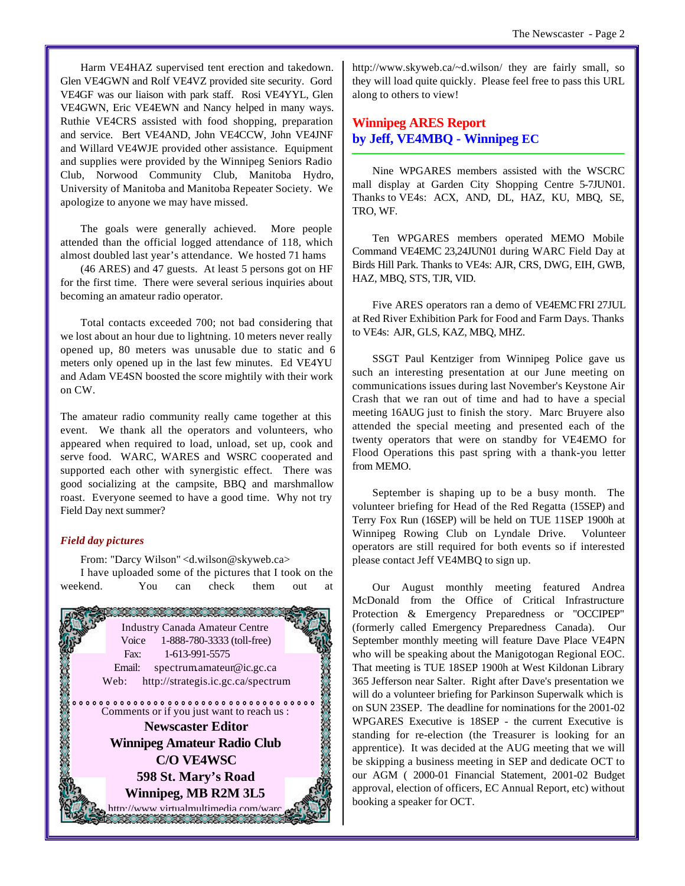Harm VE4HAZ supervised tent erection and takedown. Glen VE4GWN and Rolf VE4VZ provided site security. Gord VE4GF was our liaison with park staff. Rosi VE4YYL, Glen VE4GWN, Eric VE4EWN and Nancy helped in many ways. Ruthie VE4CRS assisted with food shopping, preparation and service. Bert VE4AND, John VE4CCW, John VE4JNF and Willard VE4WJE provided other assistance. Equipment and supplies were provided by the Winnipeg Seniors Radio Club, Norwood Community Club, Manitoba Hydro, University of Manitoba and Manitoba Repeater Society. We apologize to anyone we may have missed.

The goals were generally achieved. More people attended than the official logged attendance of 118, which almost doubled last year's attendance. We hosted 71 hams (46 ARES) and 47 guests. At least 5 persons got on HF for the first time. There were several serious inquiries about becoming an amateur radio operator.

Total contacts exceeded 700; not bad considering that we lost about an hour due to lightning. 10 meters never really opened up, 80 meters was unusable due to static and 6 meters only opened up in the last few minutes. Ed VE4YU and Adam VE4SN boosted the score mightily with their work on CW.

The amateur radio community really came together at this event. We thank all the operators and volunteers, who appeared when required to load, unload, set up, cook and serve food. WARC, WARES and WSRC cooperated and supported each other with synergistic effect. There was good socializing at the campsite, BBQ and marshmallow roast. Everyone seemed to have a good time. Why not try Field Day next summer?

### *Field day pictures*

From: "Darcy Wilson" <d.wilson@skyweb.ca>

I have uploaded some of the pictures that I took on the weekend. You can check them out at http://www.skyweb.ca/~d.wilson/ they are fairly small, so they will load quite quickly. Please feel free to pass this URL along to others to view!

Industry Canada Amateur Centre
Voice 1-888-780-3333 (toll-free)
Fax: 1-613-991-5575
Email: spectrum.amateur@ic.gc.ca
Web: http://strategis.ic.gc.ca/spectrum

Comments or if you just want to reach us :

**Newscaster Editor**
**Winnipeg Amateur Radio Club**
**C/O VE4WSC**
**598 St. Mary's Road**
**Winnipeg, MB R2M 3L5**
http://www.virtualmultimedia.com/warc

## Winnipeg ARES Report
## by Jeff, VE4MBQ - Winnipeg EC

Nine WPGARES members assisted with the WSCRC mall display at Garden City Shopping Centre 5-7JUN01. Thanks to VE4s: ACX, AND, DL, HAZ, KU, MBQ, SE, TRO, WF.

Ten WPGARES members operated MEMO Mobile Command VE4EMC 23,24JUN01 during WARC Field Day at Birds Hill Park. Thanks to VE4s: AJR, CRS, DWG, EIH, GWB, HAZ, MBQ, STS, TJR, VID.

Five ARES operators ran a demo of VE4EMC FRI 27JUL at Red River Exhibition Park for Food and Farm Days. Thanks to VE4s: AJR, GLS, KAZ, MBQ, MHZ.

SSGT Paul Kentziger from Winnipeg Police gave us such an interesting presentation at our June meeting on communications issues during last November's Keystone Air Crash that we ran out of time and had to have a special meeting 16AUG just to finish the story. Marc Bruyere also attended the special meeting and presented each of the twenty operators that were on standby for VE4EMO for Flood Operations this past spring with a thank-you letter from MEMO.

September is shaping up to be a busy month. The volunteer briefing for Head of the Red Regatta (15SEP) and Terry Fox Run (16SEP) will be held on TUE 11SEP 1900h at Winnipeg Rowing Club on Lyndale Drive. Volunteer operators are still required for both events so if interested please contact Jeff VE4MBQ to sign up.

Our August monthly meeting featured Andrea McDonald from the Office of Critical Infrastructure Protection & Emergency Preparedness or "OCCIPEP" (formerly called Emergency Preparedness Canada). Our September monthly meeting will feature Dave Place VE4PN who will be speaking about the Manigotogan Regional EOC. That meeting is TUE 18SEP 1900h at West Kildonan Library 365 Jefferson near Salter. Right after Dave's presentation we will do a volunteer briefing for Parkinson Superwalk which is on SUN 23SEP. The deadline for nominations for the 2001-02 WPGARES Executive is 18SEP - the current Executive is standing for re-election (the Treasurer is looking for an apprentice). It was decided at the AUG meeting that we will be skipping a business meeting in SEP and dedicate OCT to our AGM ( 2000-01 Financial Statement, 2001-02 Budget approval, election of officers, EC Annual Report, etc) without booking a speaker for OCT.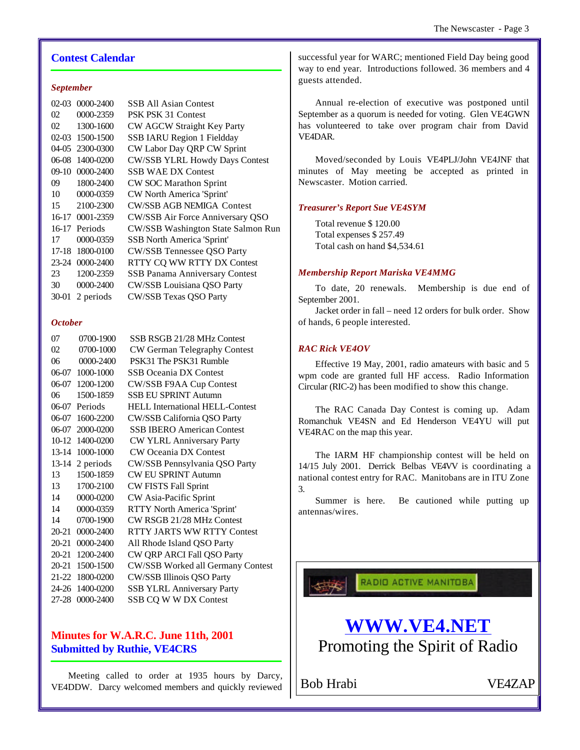## Contest Calendar

### *September*

| Date | Time | Contest |
|---|---|---|
| 02-03 | 0000-2400 | SSB All Asian Contest |
| 02 | 0000-2359 | PSK PSK 31 Contest |
| 02 | 1300-1600 | CW AGCW Straight Key Party |
| 02-03 | 1500-1500 | SSB IARU Region 1 Fieldday |
| 04-05 | 2300-0300 | CW Labor Day QRP CW Sprint |
| 06-08 | 1400-0200 | CW/SSB YLRL Howdy Days Contest |
| 09-10 | 0000-2400 | SSB WAE DX Contest |
| 09 | 1800-2400 | CW SOC Marathon Sprint |
| 10 | 0000-0359 | CW North America 'Sprint' |
| 15 | 2100-2300 | CW/SSB AGB NEMIGA Contest |
| 16-17 | 0001-2359 | CW/SSB Air Force Anniversary QSO |
| 16-17 | Periods | CW/SSB Washington State Salmon Run |
| 17 | 0000-0359 | SSB North America 'Sprint' |
| 17-18 | 1800-0100 | CW/SSB Tennessee QSO Party |
| 23-24 | 0000-2400 | RTTY CQ WW RTTY DX Contest |
| 23 | 1200-2359 | SSB Panama Anniversary Contest |
| 30 | 0000-2400 | CW/SSB Louisiana QSO Party |
| 30-01 | 2 periods | CW/SSB Texas QSO Party |

### *October*

| Date | Time | Contest |
|---|---|---|
| 07 | 0700-1900 | SSB RSGB 21/28 MHz Contest |
| 02 | 0700-1000 | CW German Telegraphy Contest |
| 06 | 0000-2400 | PSK31 The PSK31 Rumble |
| 06-07 | 1000-1000 | SSB Oceania DX Contest |
| 06-07 | 1200-1200 | CW/SSB F9AA Cup Contest |
| 06 | 1500-1859 | SSB EU SPRINT Autumn |
| 06-07 | Periods | HELL International HELL-Contest |
| 06-07 | 1600-2200 | CW/SSB California QSO Party |
| 06-07 | 2000-0200 | SSB IBERO American Contest |
| 10-12 | 1400-0200 | CW YLRL Anniversary Party |
| 13-14 | 1000-1000 | CW Oceania DX Contest |
| 13-14 | 2 periods | CW/SSB Pennsylvania QSO Party |
| 13 | 1500-1859 | CW EU SPRINT Autumn |
| 13 | 1700-2100 | CW FISTS Fall Sprint |
| 14 | 0000-0200 | CW Asia-Pacific Sprint |
| 14 | 0000-0359 | RTTY North America 'Sprint' |
| 14 | 0700-1900 | CW RSGB 21/28 MHz Contest |
| 20-21 | 0000-2400 | RTTY JARTS WW RTTY Contest |
| 20-21 | 0000-2400 | All Rhode Island QSO Party |
| 20-21 | 1200-2400 | CW QRP ARCI Fall QSO Party |
| 20-21 | 1500-1500 | CW/SSB Worked all Germany Contest |
| 21-22 | 1800-0200 | CW/SSB Illinois QSO Party |
| 24-26 | 1400-0200 | SSB YLRL Anniversary Party |
| 27-28 | 0000-2400 | SSB CQ W W DX Contest |

## Minutes for W.A.R.C. June 11th, 2001
## Submitted by Ruthie, VE4CRS

Meeting called to order at 1935 hours by Darcy, VE4DDW. Darcy welcomed members and quickly reviewed successful year for WARC; mentioned Field Day being good way to end year. Introductions followed. 36 members and 4 guests attended.

Annual re-election of executive was postponed until September as a quorum is needed for voting. Glen VE4GWN has volunteered to take over program chair from David VE4DAR.

Moved/seconded by Louis VE4PLJ/John VE4JNF that minutes of May meeting be accepted as printed in Newscaster. Motion carried.

### *Treasurer's Report Sue VE4SYM*

Total revenue $ 120.00
Total expenses $ 257.49
Total cash on hand $4,534.61

### *Membership Report Mariska VE4MMG*

To date, 20 renewals. Membership is due end of September 2001.

Jacket order in fall – need 12 orders for bulk order. Show of hands, 6 people interested.

### *RAC Rick VE4OV*

Effective 19 May, 2001, radio amateurs with basic and 5 wpm code are granted full HF access. Radio Information Circular (RIC-2) has been modified to show this change.

The RAC Canada Day Contest is coming up. Adam Romanchuk VE4SN and Ed Henderson VE4YU will put VE4RAC on the map this year.

The IARM HF championship contest will be held on 14/15 July 2001. Derrick Belbas VE4VV is coordinating a national contest entry for RAC. Manitobans are in ITU Zone 3.

Summer is here. Be cautioned while putting up antennas/wires.

---

RADIO ACTIVE MANITOBA

**WWW.VE4.NET**

Promoting the Spirit of Radio

Bob Hrabi VE4ZAP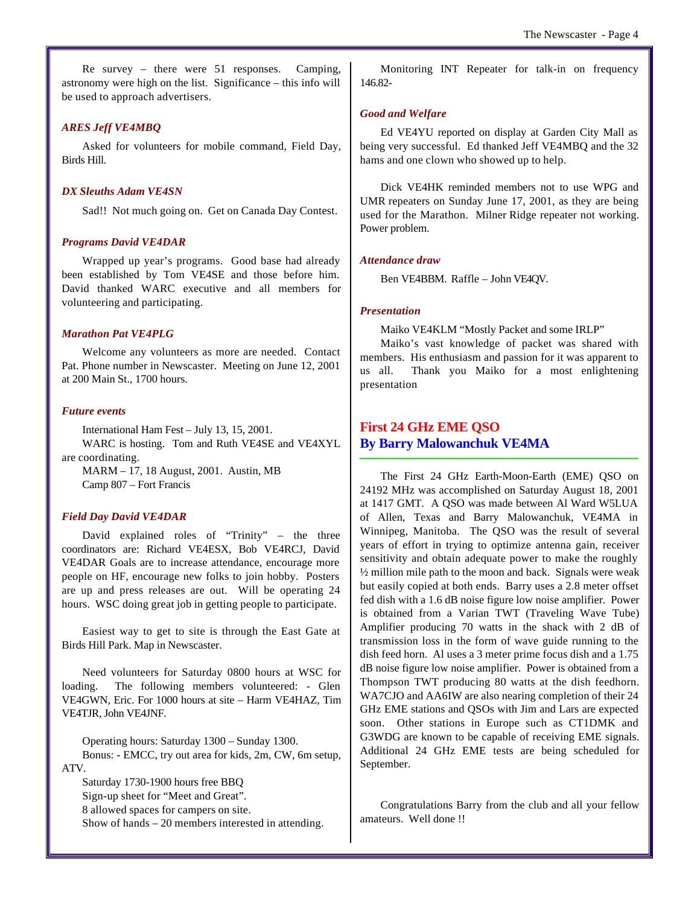Re survey – there were 51 responses. Camping, astronomy were high on the list. Significance – this info will be used to approach advertisers.

### *ARES Jeff VE4MBQ*

Asked for volunteers for mobile command, Field Day, Birds Hill.

### *DX Sleuths Adam VE4SN*

Sad!! Not much going on. Get on Canada Day Contest.

### *Programs David VE4DAR*

Wrapped up year's programs. Good base had already been established by Tom VE4SE and those before him. David thanked WARC executive and all members for volunteering and participating.

### *Marathon Pat VE4PLG*

Welcome any volunteers as more are needed. Contact Pat. Phone number in Newscaster. Meeting on June 12, 2001 at 200 Main St., 1700 hours.

### *Future events*

International Ham Fest – July 13, 15, 2001.
WARC is hosting. Tom and Ruth VE4SE and VE4XYL are coordinating.
MARM – 17, 18 August, 2001. Austin, MB
Camp 807 – Fort Francis

### *Field Day David VE4DAR*

David explained roles of "Trinity" – the three coordinators are: Richard VE4ESX, Bob VE4RCJ, David VE4DAR Goals are to increase attendance, encourage more people on HF, encourage new folks to join hobby. Posters are up and press releases are out. Will be operating 24 hours. WSC doing great job in getting people to participate.

Easiest way to get to site is through the East Gate at Birds Hill Park. Map in Newscaster.

Need volunteers for Saturday 0800 hours at WSC for loading. The following members volunteered: - Glen VE4GWN, Eric. For 1000 hours at site – Harm VE4HAZ, Tim VE4TJR, John VE4JNF.

Operating hours: Saturday 1300 – Sunday 1300.
Bonus: - EMCC, try out area for kids, 2m, CW, 6m setup, ATV.
Saturday 1730-1900 hours free BBQ
Sign-up sheet for "Meet and Great".
8 allowed spaces for campers on site.
Show of hands – 20 members interested in attending.

Monitoring INT Repeater for talk-in on frequency 146.82-

### *Good and Welfare*

Ed VE4YU reported on display at Garden City Mall as being very successful. Ed thanked Jeff VE4MBQ and the 32 hams and one clown who showed up to help.

Dick VE4HK reminded members not to use WPG and UMR repeaters on Sunday June 17, 2001, as they are being used for the Marathon. Milner Ridge repeater not working. Power problem.

### *Attendance draw*

Ben VE4BBM. Raffle – John VE4QV.

### *Presentation*

Maiko VE4KLM "Mostly Packet and some IRLP"
Maiko's vast knowledge of packet was shared with members. His enthusiasm and passion for it was apparent to us all. Thank you Maiko for a most enlightening presentation

## First 24 GHz EME QSO
## By Barry Malowanchuk VE4MA

The First 24 GHz Earth-Moon-Earth (EME) QSO on 24192 MHz was accomplished on Saturday August 18, 2001 at 1417 GMT. A QSO was made between Al Ward W5LUA of Allen, Texas and Barry Malowanchuk, VE4MA in Winnipeg, Manitoba. The QSO was the result of several years of effort in trying to optimize antenna gain, receiver sensitivity and obtain adequate power to make the roughly ½ million mile path to the moon and back. Signals were weak but easily copied at both ends. Barry uses a 2.8 meter offset fed dish with a 1.6 dB noise figure low noise amplifier. Power is obtained from a Varian TWT (Traveling Wave Tube) Amplifier producing 70 watts in the shack with 2 dB of transmission loss in the form of wave guide running to the dish feed horn. Al uses a 3 meter prime focus dish and a 1.75 dB noise figure low noise amplifier. Power is obtained from a Thompson TWT producing 80 watts at the dish feedhorn. WA7CJO and AA6IW are also nearing completion of their 24 GHz EME stations and QSOs with Jim and Lars are expected soon. Other stations in Europe such as CT1DMK and G3WDG are known to be capable of receiving EME signals. Additional 24 GHz EME tests are being scheduled for September.

Congratulations Barry from the club and all your fellow amateurs. Well done !!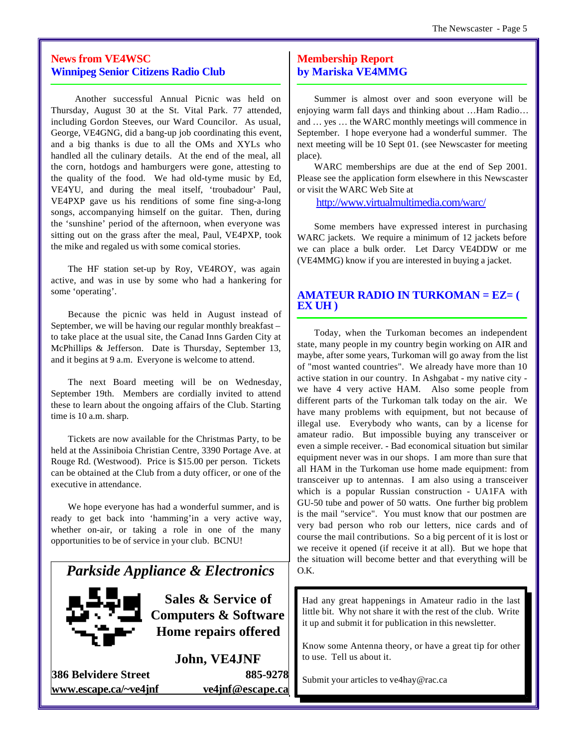## News from VE4WSC
## Winnipeg Senior Citizens Radio Club

Another successful Annual Picnic was held on Thursday, August 30 at the St. Vital Park. 77 attended, including Gordon Steeves, our Ward Councilor. As usual, George, VE4GNG, did a bang-up job coordinating this event, and a big thanks is due to all the OMs and XYLs who handled all the culinary details. At the end of the meal, all the corn, hotdogs and hamburgers were gone, attesting to the quality of the food. We had old-tyme music by Ed, VE4YU, and during the meal itself, 'troubadour' Paul, VE4PXP gave us his renditions of some fine sing-a-long songs, accompanying himself on the guitar. Then, during the 'sunshine' period of the afternoon, when everyone was sitting out on the grass after the meal, Paul, VE4PXP, took the mike and regaled us with some comical stories.

The HF station set-up by Roy, VE4ROY, was again active, and was in use by some who had a hankering for some 'operating'.

Because the picnic was held in August instead of September, we will be having our regular monthly breakfast – to take place at the usual site, the Canad Inns Garden City at McPhillips & Jefferson. Date is Thursday, September 13, and it begins at 9 a.m. Everyone is welcome to attend.

The next Board meeting will be on Wednesday, September 19th. Members are cordially invited to attend these to learn about the ongoing affairs of the Club. Starting time is 10 a.m. sharp.

Tickets are now available for the Christmas Party, to be held at the Assiniboia Christian Centre, 3390 Portage Ave. at Rouge Rd. (Westwood). Price is $15.00 per person. Tickets can be obtained at the Club from a duty officer, or one of the executive in attendance.

We hope everyone has had a wonderful summer, and is ready to get back into 'hamming'in a very active way, whether on-air, or taking a role in one of the many opportunities to be of service in your club. BCNU!

---

***Parkside Appliance & Electronics***

**Sales & Service of**
**Computers & Software**
**Home repairs offered**

**John, VE4JNF**

**386 Belvidere Street** — **885-9278**
**www.escape.ca/~ve4jnf** — **ve4jnf@escape.ca**

---

## Membership Report
## by Mariska VE4MMG

Summer is almost over and soon everyone will be enjoying warm fall days and thinking about …Ham Radio… and … yes … the WARC monthly meetings will commence in September. I hope everyone had a wonderful summer. The next meeting will be 10 Sept 01. (see Newscaster for meeting place).

WARC memberships are due at the end of Sep 2001. Please see the application form elsewhere in this Newscaster or visit the WARC Web Site at

http://www.virtualmultimedia.com/warc/

Some members have expressed interest in purchasing WARC jackets. We require a minimum of 12 jackets before we can place a bulk order. Let Darcy VE4DDW or me (VE4MMG) know if you are interested in buying a jacket.

## AMATEUR RADIO IN TURKOMAN = EZ= ( EX UH )

Today, when the Turkoman becomes an independent state, many people in my country begin working on AIR and maybe, after some years, Turkoman will go away from the list of "most wanted countries". We already have more than 10 active station in our country. In Ashgabat - my native city - we have 4 very active HAM. Also some people from different parts of the Turkoman talk today on the air. We have many problems with equipment, but not because of illegal use. Everybody who wants, can by a license for amateur radio. But impossible buying any transceiver or even a simple receiver. - Bad economical situation but similar equipment never was in our shops. I am more than sure that all HAM in the Turkoman use home made equipment: from transceiver up to antennas. I am also using a transceiver which is a popular Russian construction - UA1FA with GU-50 tube and power of 50 watts. One further big problem is the mail "service". You must know that our postmen are very bad person who rob our letters, nice cards and of course the mail contributions. So a big percent of it is lost or we receive it opened (if receive it at all). But we hope that the situation will become better and that everything will be O.K.

---

Had any great happenings in Amateur radio in the last little bit. Why not share it with the rest of the club. Write it up and submit it for publication in this newsletter.

Know some Antenna theory, or have a great tip for other to use. Tell us about it.

Submit your articles to ve4hay@rac.ca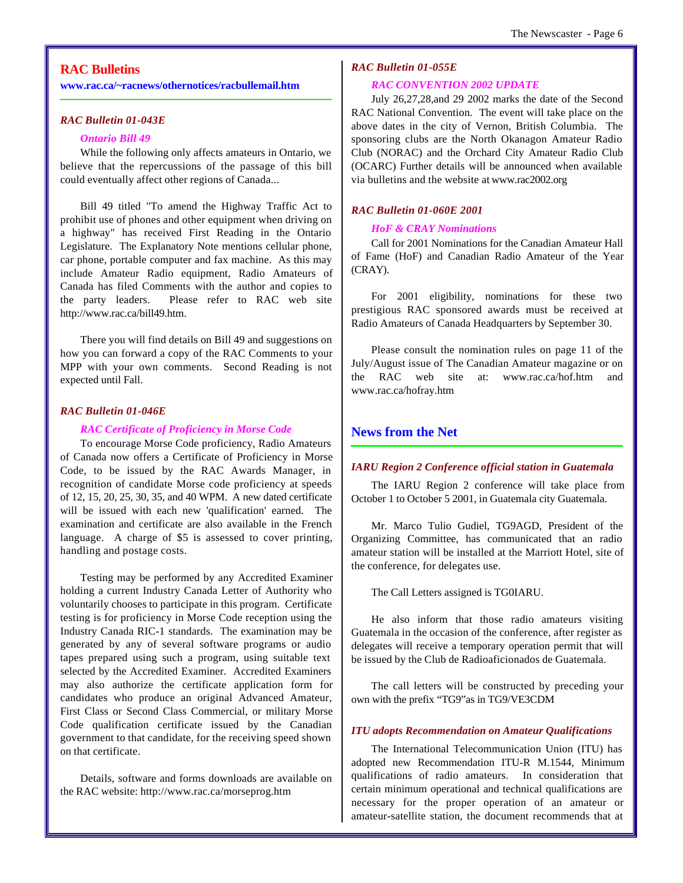## RAC Bulletins

**www.rac.ca/~racnews/othernotices/racbullemail.htm**

### *RAC Bulletin 01-043E*

***Ontario Bill 49***

While the following only affects amateurs in Ontario, we believe that the repercussions of the passage of this bill could eventually affect other regions of Canada...

Bill 49 titled "To amend the Highway Traffic Act to prohibit use of phones and other equipment when driving on a highway" has received First Reading in the Ontario Legislature. The Explanatory Note mentions cellular phone, car phone, portable computer and fax machine. As this may include Amateur Radio equipment, Radio Amateurs of Canada has filed Comments with the author and copies to the party leaders. Please refer to RAC web site http://www.rac.ca/bill49.htm.

There you will find details on Bill 49 and suggestions on how you can forward a copy of the RAC Comments to your MPP with your own comments. Second Reading is not expected until Fall.

### *RAC Bulletin 01-046E*

***RAC Certificate of Proficiency in Morse Code***

To encourage Morse Code proficiency, Radio Amateurs of Canada now offers a Certificate of Proficiency in Morse Code, to be issued by the RAC Awards Manager, in recognition of candidate Morse code proficiency at speeds of 12, 15, 20, 25, 30, 35, and 40 WPM. A new dated certificate will be issued with each new 'qualification' earned. The examination and certificate are also available in the French language. A charge of $5 is assessed to cover printing, handling and postage costs.

Testing may be performed by any Accredited Examiner holding a current Industry Canada Letter of Authority who voluntarily chooses to participate in this program. Certificate testing is for proficiency in Morse Code reception using the Industry Canada RIC-1 standards. The examination may be generated by any of several software programs or audio tapes prepared using such a program, using suitable text selected by the Accredited Examiner. Accredited Examiners may also authorize the certificate application form for candidates who produce an original Advanced Amateur, First Class or Second Class Commercial, or military Morse Code qualification certificate issued by the Canadian government to that candidate, for the receiving speed shown on that certificate.

Details, software and forms downloads are available on the RAC website: http://www.rac.ca/morseprog.htm

### *RAC Bulletin 01-055E*

***RAC CONVENTION 2002 UPDATE***

July 26,27,28,and 29 2002 marks the date of the Second RAC National Convention. The event will take place on the above dates in the city of Vernon, British Columbia. The sponsoring clubs are the North Okanagon Amateur Radio Club (NORAC) and the Orchard City Amateur Radio Club (OCARC) Further details will be announced when available via bulletins and the website at www.rac2002.org

### *RAC Bulletin 01-060E 2001*

***HoF & CRAY Nominations***

Call for 2001 Nominations for the Canadian Amateur Hall of Fame (HoF) and Canadian Radio Amateur of the Year (CRAY).

For 2001 eligibility, nominations for these two prestigious RAC sponsored awards must be received at Radio Amateurs of Canada Headquarters by September 30.

Please consult the nomination rules on page 11 of the July/August issue of The Canadian Amateur magazine or on the RAC web site at: www.rac.ca/hof.htm and www.rac.ca/hofray.htm

## News from the Net

### *IARU Region 2 Conference official station in Guatemala*

The IARU Region 2 conference will take place from October 1 to October 5 2001, in Guatemala city Guatemala.

Mr. Marco Tulio Gudiel, TG9AGD, President of the Organizing Committee, has communicated that an radio amateur station will be installed at the Marriott Hotel, site of the conference, for delegates use.

The Call Letters assigned is TG0IARU.

He also inform that those radio amateurs visiting Guatemala in the occasion of the conference, after register as delegates will receive a temporary operation permit that will be issued by the Club de Radioaficionados de Guatemala.

The call letters will be constructed by preceding your own with the prefix "TG9"as in TG9/VE3CDM

### *ITU adopts Recommendation on Amateur Qualifications*

The International Telecommunication Union (ITU) has adopted new Recommendation ITU-R M.1544, Minimum qualifications of radio amateurs. In consideration that certain minimum operational and technical qualifications are necessary for the proper operation of an amateur or amateur-satellite station, the document recommends that at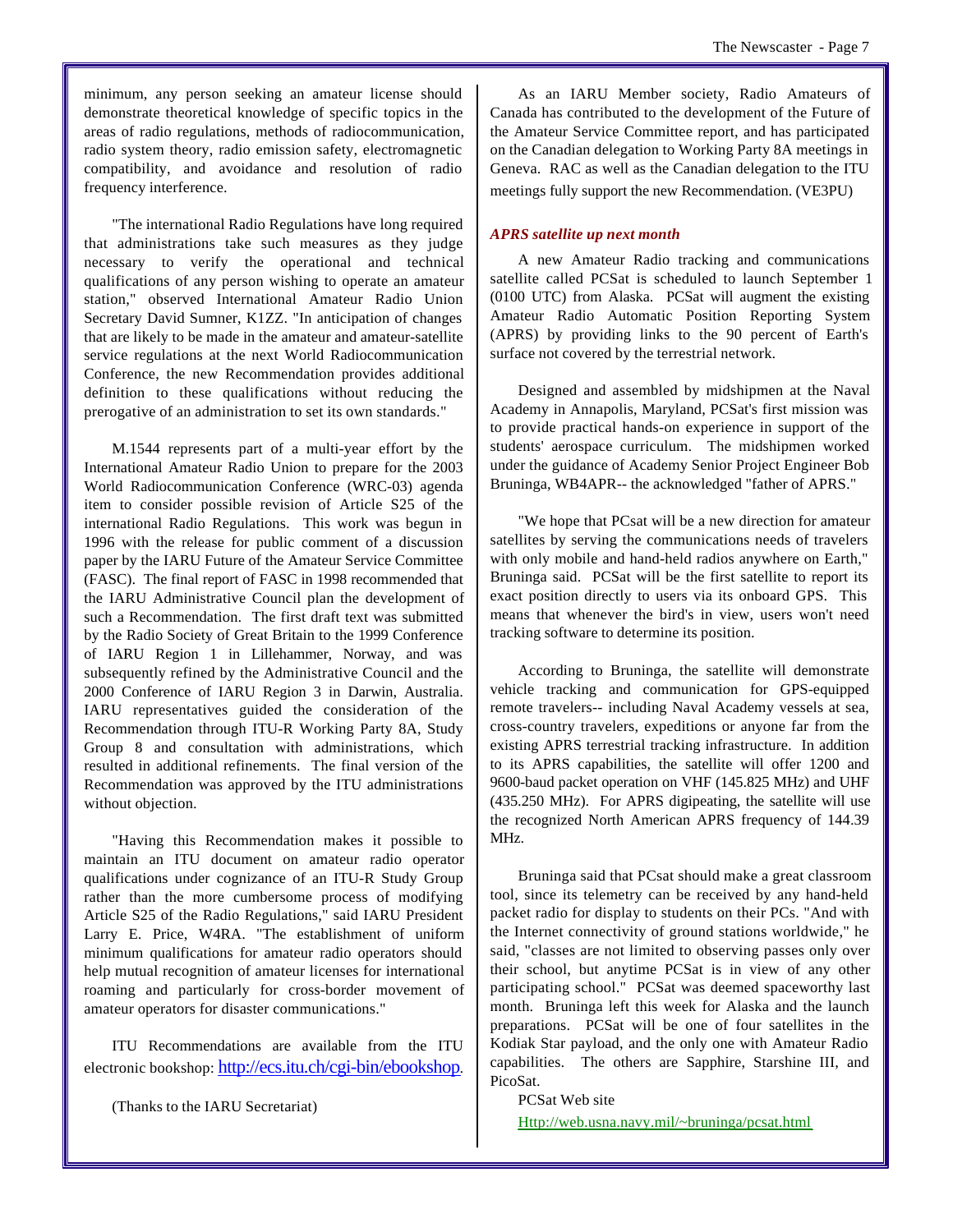minimum, any person seeking an amateur license should demonstrate theoretical knowledge of specific topics in the areas of radio regulations, methods of radiocommunication, radio system theory, radio emission safety, electromagnetic compatibility, and avoidance and resolution of radio frequency interference.

"The international Radio Regulations have long required that administrations take such measures as they judge necessary to verify the operational and technical qualifications of any person wishing to operate an amateur station," observed International Amateur Radio Union Secretary David Sumner, K1ZZ. "In anticipation of changes that are likely to be made in the amateur and amateur-satellite service regulations at the next World Radiocommunication Conference, the new Recommendation provides additional definition to these qualifications without reducing the prerogative of an administration to set its own standards."

M.1544 represents part of a multi-year effort by the International Amateur Radio Union to prepare for the 2003 World Radiocommunication Conference (WRC-03) agenda item to consider possible revision of Article S25 of the international Radio Regulations. This work was begun in 1996 with the release for public comment of a discussion paper by the IARU Future of the Amateur Service Committee (FASC). The final report of FASC in 1998 recommended that the IARU Administrative Council plan the development of such a Recommendation. The first draft text was submitted by the Radio Society of Great Britain to the 1999 Conference of IARU Region 1 in Lillehammer, Norway, and was subsequently refined by the Administrative Council and the 2000 Conference of IARU Region 3 in Darwin, Australia. IARU representatives guided the consideration of the Recommendation through ITU-R Working Party 8A, Study Group 8 and consultation with administrations, which resulted in additional refinements. The final version of the Recommendation was approved by the ITU administrations without objection.

"Having this Recommendation makes it possible to maintain an ITU document on amateur radio operator qualifications under cognizance of an ITU-R Study Group rather than the more cumbersome process of modifying Article S25 of the Radio Regulations," said IARU President Larry E. Price, W4RA. "The establishment of uniform minimum qualifications for amateur radio operators should help mutual recognition of amateur licenses for international roaming and particularly for cross-border movement of amateur operators for disaster communications."

ITU Recommendations are available from the ITU electronic bookshop: http://ecs.itu.ch/cgi-bin/ebookshop.

(Thanks to the IARU Secretariat)

As an IARU Member society, Radio Amateurs of Canada has contributed to the development of the Future of the Amateur Service Committee report, and has participated on the Canadian delegation to Working Party 8A meetings in Geneva. RAC as well as the Canadian delegation to the ITU meetings fully support the new Recommendation. (VE3PU)

### *APRS satellite up next month*

A new Amateur Radio tracking and communications satellite called PCSat is scheduled to launch September 1 (0100 UTC) from Alaska. PCSat will augment the existing Amateur Radio Automatic Position Reporting System (APRS) by providing links to the 90 percent of Earth's surface not covered by the terrestrial network.

Designed and assembled by midshipmen at the Naval Academy in Annapolis, Maryland, PCSat's first mission was to provide practical hands-on experience in support of the students' aerospace curriculum. The midshipmen worked under the guidance of Academy Senior Project Engineer Bob Bruninga, WB4APR-- the acknowledged "father of APRS."

"We hope that PCsat will be a new direction for amateur satellites by serving the communications needs of travelers with only mobile and hand-held radios anywhere on Earth," Bruninga said. PCSat will be the first satellite to report its exact position directly to users via its onboard GPS. This means that whenever the bird's in view, users won't need tracking software to determine its position.

According to Bruninga, the satellite will demonstrate vehicle tracking and communication for GPS-equipped remote travelers-- including Naval Academy vessels at sea, cross-country travelers, expeditions or anyone far from the existing APRS terrestrial tracking infrastructure. In addition to its APRS capabilities, the satellite will offer 1200 and 9600-baud packet operation on VHF (145.825 MHz) and UHF (435.250 MHz). For APRS digipeating, the satellite will use the recognized North American APRS frequency of 144.39 MHz.

Bruninga said that PCsat should make a great classroom tool, since its telemetry can be received by any hand-held packet radio for display to students on their PCs. "And with the Internet connectivity of ground stations worldwide," he said, "classes are not limited to observing passes only over their school, but anytime PCSat is in view of any other participating school." PCSat was deemed spaceworthy last month. Bruninga left this week for Alaska and the launch preparations. PCSat will be one of four satellites in the Kodiak Star payload, and the only one with Amateur Radio capabilities. The others are Sapphire, Starshine III, and PicoSat.

PCSat Web site

Http://web.usna.navy.mil/~bruninga/pcsat.html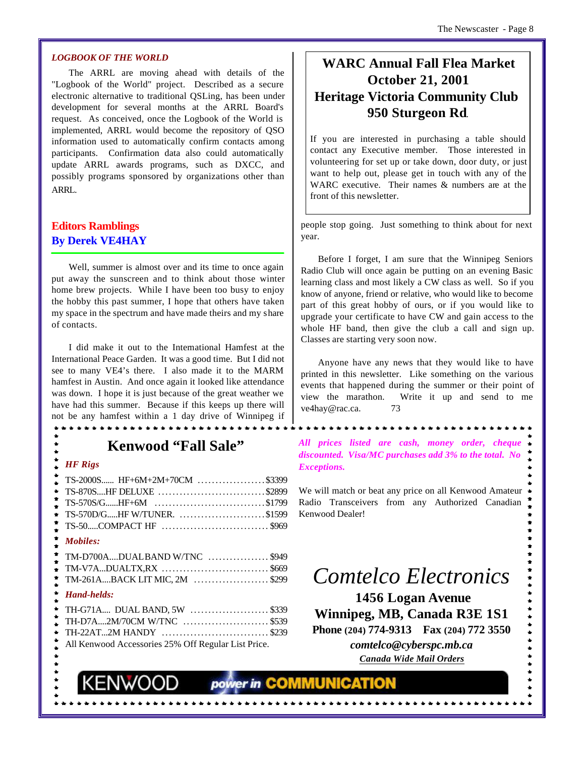### LOGBOOK OF THE WORLD

The ARRL are moving ahead with details of the "Logbook of the World" project. Described as a secure electronic alternative to traditional QSLing, has been under development for several months at the ARRL Board's request. As conceived, once the Logbook of the World is implemented, ARRL would become the repository of QSO information used to automatically confirm contacts among participants. Confirmation data also could automatically update ARRL awards programs, such as DXCC, and possibly programs sponsored by organizations other than ARRL.

## Editors Ramblings
## By Derek VE4HAY

Well, summer is almost over and its time to once again put away the sunscreen and to think about those winter home brew projects. While I have been too busy to enjoy the hobby this past summer, I hope that others have taken my space in the spectrum and have made theirs and my share of contacts.

I did make it out to the Intemational Hamfest at the International Peace Garden. It was a good time. But I did not see to many VE4's there. I also made it to the MARM hamfest in Austin. And once again it looked like attendance was down. I hope it is just because of the great weather we have had this summer. Because if this keeps up there will not be any hamfest within a 1 day drive of Winnipeg if people stop going. Just something to think about for next year.

Before I forget, I am sure that the Winnipeg Seniors Radio Club will once again be putting on an evening Basic learning class and most likely a CW class as well. So if you know of anyone, friend or relative, who would like to become part of this great hobby of ours, or if you would like to upgrade your certificate to have CW and gain access to the whole HF band, then give the club a call and sign up. Classes are starting very soon now.

Anyone have any news that they would like to have printed in this newsletter. Like something on the various events that happened during the summer or their point of view the marathon. Write it up and send to me ve4hay@rac.ca. 73

## WARC Annual Fall Flea Market
## October 21, 2001
## Heritage Victoria Community Club
## 950 Sturgeon Rd.

If you are interested in purchasing a table should contact any Executive member. Those interested in volunteering for set up or take down, door duty, or just want to help out, please get in touch with any of the WARC executive. Their names & numbers are at the front of this newsletter.

## Kenwood "Fall Sale"

***HF Rigs***

- TS-2000S...... HF+6M+2M+70CM .................. $3399
- TS-870S....HF DELUXE .................. $2899
- TS-570S/G......HF+6M .................. $1799
- TS-570D/G.....HF W/TUNER. .................. $1599
- TS-50.....COMPACT HF .................. $969

***Mobiles:***

- TM-D700A....DUAL BAND W/TNC .................. $949
- TM-V7A...DUALTX,RX .................. $669
- TM-261A....BACK LIT MIC, 2M .................. $299

***Hand-helds:***

- TH-G71A.... DUAL BAND, 5W .................. $339
- TH-D7A....2M/70CM W/TNC .................. $539
- TH-22AT...2M HANDY .................. $239

All Kenwood Accessories 25% Off Regular List Price.

***All prices listed are cash, money order, cheque discounted. Visa/MC purchases add 3% to the total. No Exceptions.***

We will match or beat any price on all Kenwood Amateur Radio Transceivers from any Authorized Canadian Kenwood Dealer!

*Comtelco Electronics*

**1456 Logan Avenue**
**Winnipeg, MB, Canada R3E 1S1**
**Phone (204) 774-9313 Fax (204) 772 3550**
***comtelco@cyberspc.mb.ca***
***Canada Wide Mail Orders***

KENWOOD power in COMMUNICATION